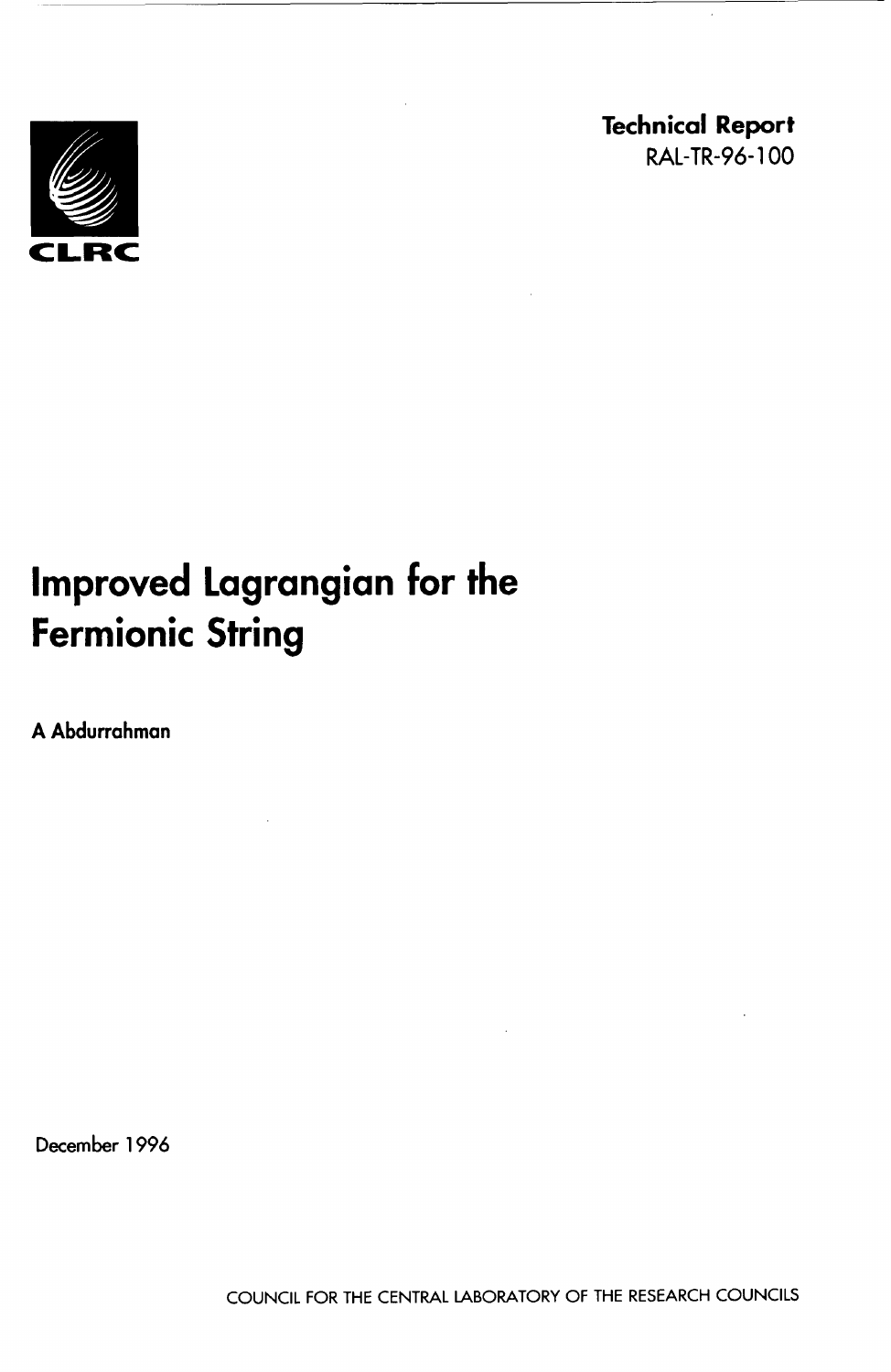**CLRC**

**Technical Report**
RAL-TR-96-100

# Improved Lagrangian for the Fermionic String

**A Abdurrahman**

December 1996

COUNCIL FOR THE CENTRAL LABORATORY OF THE RESEARCH COUNCILS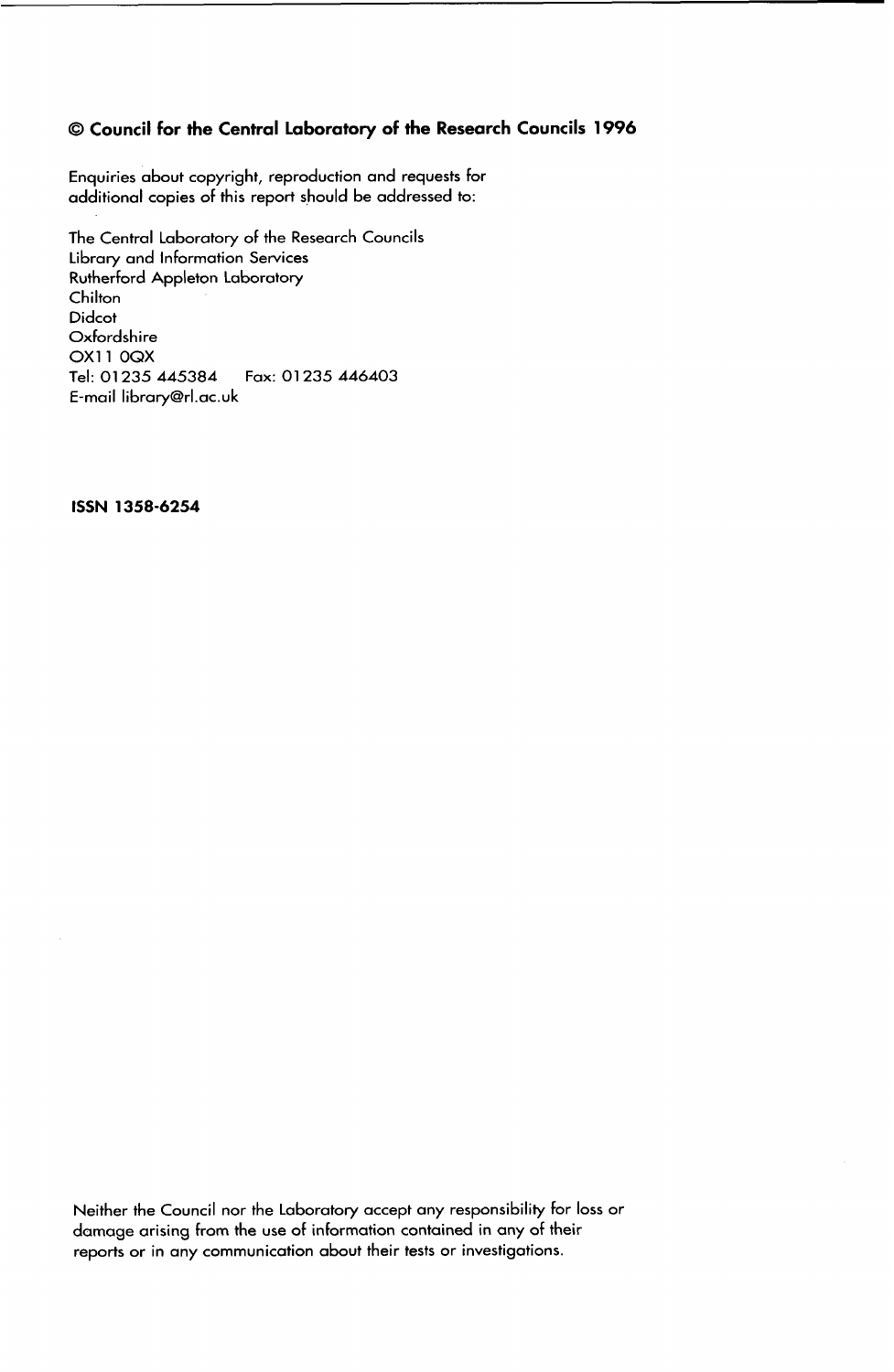**© Council for the Central Laboratory of the Research Councils 1996**

Enquiries about copyright, reproduction and requests for additional copies of this report should be addressed to:

The Central Laboratory of the Research Councils
Library and Information Services
Rutherford Appleton Laboratory
Chilton
Didcot
Oxfordshire
OX11 0QX
Tel: 01235 445384 Fax: 01235 446403
E-mail library@rl.ac.uk

**ISSN 1358-6254**

Neither the Council nor the Laboratory accept any responsibility for loss or damage arising from the use of information contained in any of their reports or in any communication about their tests or investigations.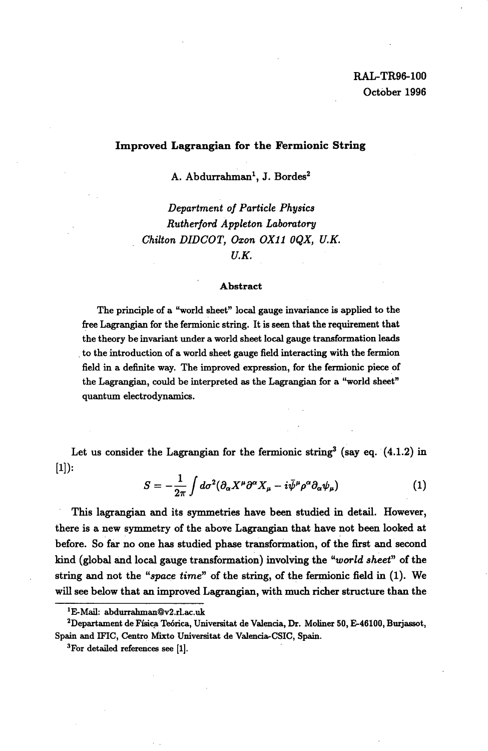RAL-TR96-100
October 1996

# Improved Lagrangian for the Fermionic String

A. Abdurrahman[1], J. Bordes[2]

*Department of Particle Physics*
*Rutherford Appleton Laboratory*
*Chilton DIDCOT, Oxon OX11 0QX, U.K.*
*U.K.*

### Abstract

The principle of a "world sheet" local gauge invariance is applied to the free Lagrangian for the fermionic string. It is seen that the requirement that the theory be invariant under a world sheet local gauge transformation leads to the introduction of a world sheet gauge field interacting with the fermion field in a definite way. The improved expression, for the fermionic piece of the Lagrangian, could be interpreted as the Lagrangian for a "world sheet" quantum electrodynamics.

Let us consider the Lagrangian for the fermionic string[3] (say eq. (4.1.2) in [1]):

$$S = -\frac{1}{2\pi}\int d\sigma^2(\partial_\alpha X^\mu \partial^\alpha X_\mu - i\bar{\psi}^\mu \rho^\alpha \partial_\alpha \psi_\mu) \tag{1}$$

This lagrangian and its symmetries have been studied in detail. However, there is a new symmetry of the above Lagrangian that have not been looked at before. So far no one has studied phase transformation, of the first and second kind (global and local gauge transformation) involving the *"world sheet"* of the string and not the *"space time"* of the string, of the fermionic field in (1). We will see below that an improved Lagrangian, with much richer structure than the

[1] E-Mail: abdurrahman@v2.rl.ac.uk

[2] Departament de Física Teórica, Universitat de Valencia, Dr. Moliner 50, E-46100, Burjassot, Spain and IFIC, Centro Mixto Universitat de Valencia-CSIC, Spain.

[3] For detailed references see [1].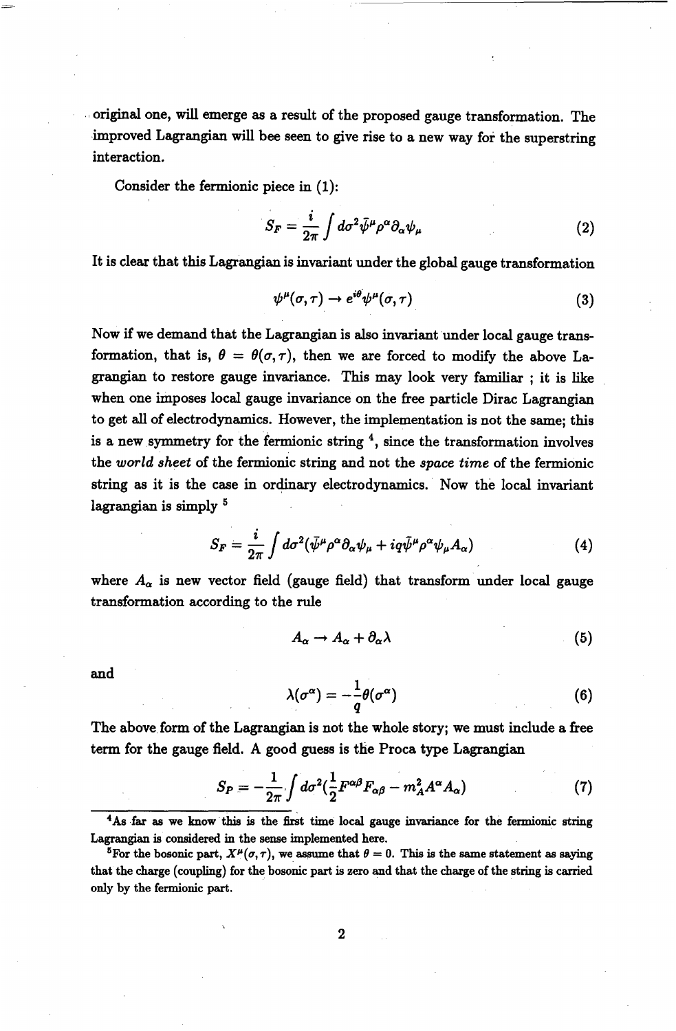original one, will emerge as a result of the proposed gauge transformation. The improved Lagrangian will bee seen to give rise to a new way for the superstring interaction.

Consider the fermionic piece in (1):

$$S_F = \frac{i}{2\pi}\int d\sigma^2 \bar{\psi}^\mu \rho^\alpha \partial_\alpha \psi_\mu \tag{2}$$

It is clear that this Lagrangian is invariant under the global gauge transformation

$$\psi^\mu(\sigma,\tau) \rightarrow e^{i\theta}\psi^\mu(\sigma,\tau) \tag{3}$$

Now if we demand that the Lagrangian is also invariant under local gauge transformation, that is, $\theta = \theta(\sigma,\tau)$, then we are forced to modify the above Lagrangian to restore gauge invariance. This may look very familiar ; it is like when one imposes local gauge invariance on the free particle Dirac Lagrangian to get all of electrodynamics. However, the implementation is not the same; this is a new symmetry for the fermionic string [4], since the transformation involves the *world sheet* of the fermionic string and not the *space time* of the fermionic string as it is the case in ordinary electrodynamics. Now the local invariant lagrangian is simply [5]

$$S_F = \frac{i}{2\pi}\int d\sigma^2 (\bar{\psi}^\mu \rho^\alpha \partial_\alpha \psi_\mu + iq\bar{\psi}^\mu \rho^\alpha \psi_\mu A_\alpha) \tag{4}$$

where $A_\alpha$ is new vector field (gauge field) that transform under local gauge transformation according to the rule

$$A_\alpha \rightarrow A_\alpha + \partial_\alpha \lambda \tag{5}$$

and

$$\lambda(\sigma^\alpha) = -\frac{1}{q}\theta(\sigma^\alpha) \tag{6}$$

The above form of the Lagrangian is not the whole story; we must include a free term for the gauge field. A good guess is the Proca type Lagrangian

$$S_P = -\frac{1}{2\pi}\int d\sigma^2 (\frac{1}{2}F^{\alpha\beta}F_{\alpha\beta} - m_A^2 A^\alpha A_\alpha) \tag{7}$$

---

[4] As far as we know this is the first time local gauge invariance for the fermionic string Lagrangian is considered in the sense implemented here.

[5] For the bosonic part, $X^\mu(\sigma,\tau)$, we assume that $\theta = 0$. This is the same statement as saying that the charge (coupling) for the bosonic part is zero and that the charge of the string is carried only by the fermionic part.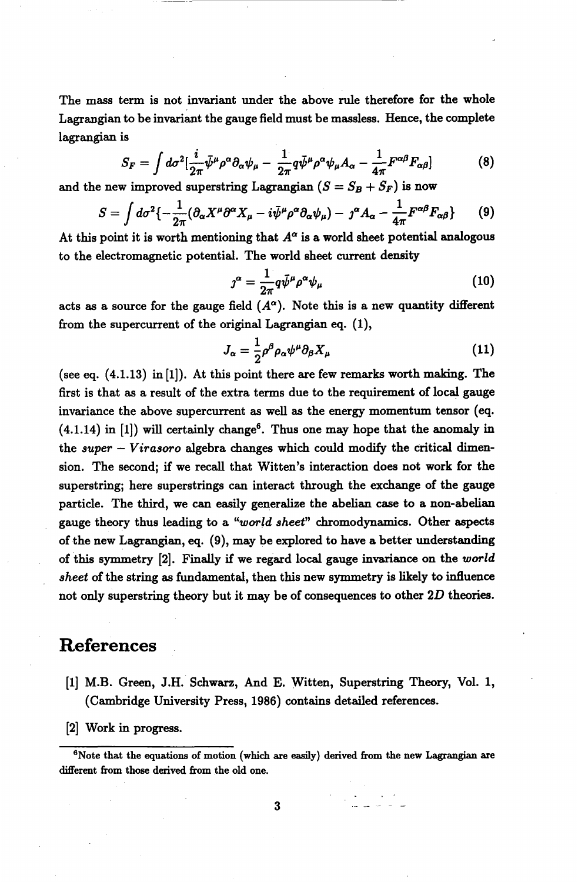The mass term is not invariant under the above rule therefore for the whole Lagrangian to be invariant the gauge field must be massless. Hence, the complete lagrangian is

$$S_F = \int d\sigma^2 [\frac{i}{2\pi}\bar{\psi}^\mu \rho^\alpha \partial_\alpha \psi_\mu - \frac{1}{2\pi} q \bar{\psi}^\mu \rho^\alpha \psi_\mu A_\alpha - \frac{1}{4\pi} F^{\alpha\beta} F_{\alpha\beta}] \tag{8}$$

and the new improved superstring Lagrangian ($S = S_B + S_F$) is now

$$S = \int d\sigma^2 \{ -\frac{1}{2\pi}(\partial_\alpha X^\mu \partial^\alpha X_\mu - i\bar{\psi}^\mu \rho^\alpha \partial_\alpha \psi_\mu) - \jmath^\alpha A_\alpha - \frac{1}{4\pi} F^{\alpha\beta} F_{\alpha\beta} \} \tag{9}$$

At this point it is worth mentioning that $A^\alpha$ is a world sheet potential analogous to the electromagnetic potential. The world sheet current density

$$\jmath^\alpha = \frac{1}{2\pi} q \bar{\psi}^\mu \rho^\alpha \psi_\mu \tag{10}$$

acts as a source for the gauge field ($A^\alpha$). Note this is a new quantity different from the supercurrent of the original Lagrangian eq. (1),

$$J_\alpha = \frac{1}{2} \rho^\beta \rho_\alpha \psi^\mu \partial_\beta X_\mu \tag{11}$$

(see eq. (4.1.13) in [1]). At this point there are few remarks worth making. The first is that as a result of the extra terms due to the requirement of local gauge invariance the above supercurrent as well as the energy momentum tensor (eq. (4.1.14) in [1]) will certainly change[6]. Thus one may hope that the anomaly in the *super* $-$ *Virasoro* algebra changes which could modify the critical dimension. The second; if we recall that Witten's interaction does not work for the superstring; here superstrings can interact through the exchange of the gauge particle. The third, we can easily generalize the abelian case to a non-abelian gauge theory thus leading to a *"world sheet"* chromodynamics. Other aspects of the new Lagrangian, eq. (9), may be explored to have a better understanding of this symmetry [2]. Finally if we regard local gauge invariance on the *world sheet* of the string as fundamental, then this new symmetry is likely to influence not only superstring theory but it may be of consequences to other 2*D* theories.

# References

[1] M.B. Green, J.H. Schwarz, And E. Witten, Superstring Theory, Vol. 1, (Cambridge University Press, 1986) contains detailed references.

[2] Work in progress.

[6] Note that the equations of motion (which are easily) derived from the new Lagrangian are different from those derived from the old one.